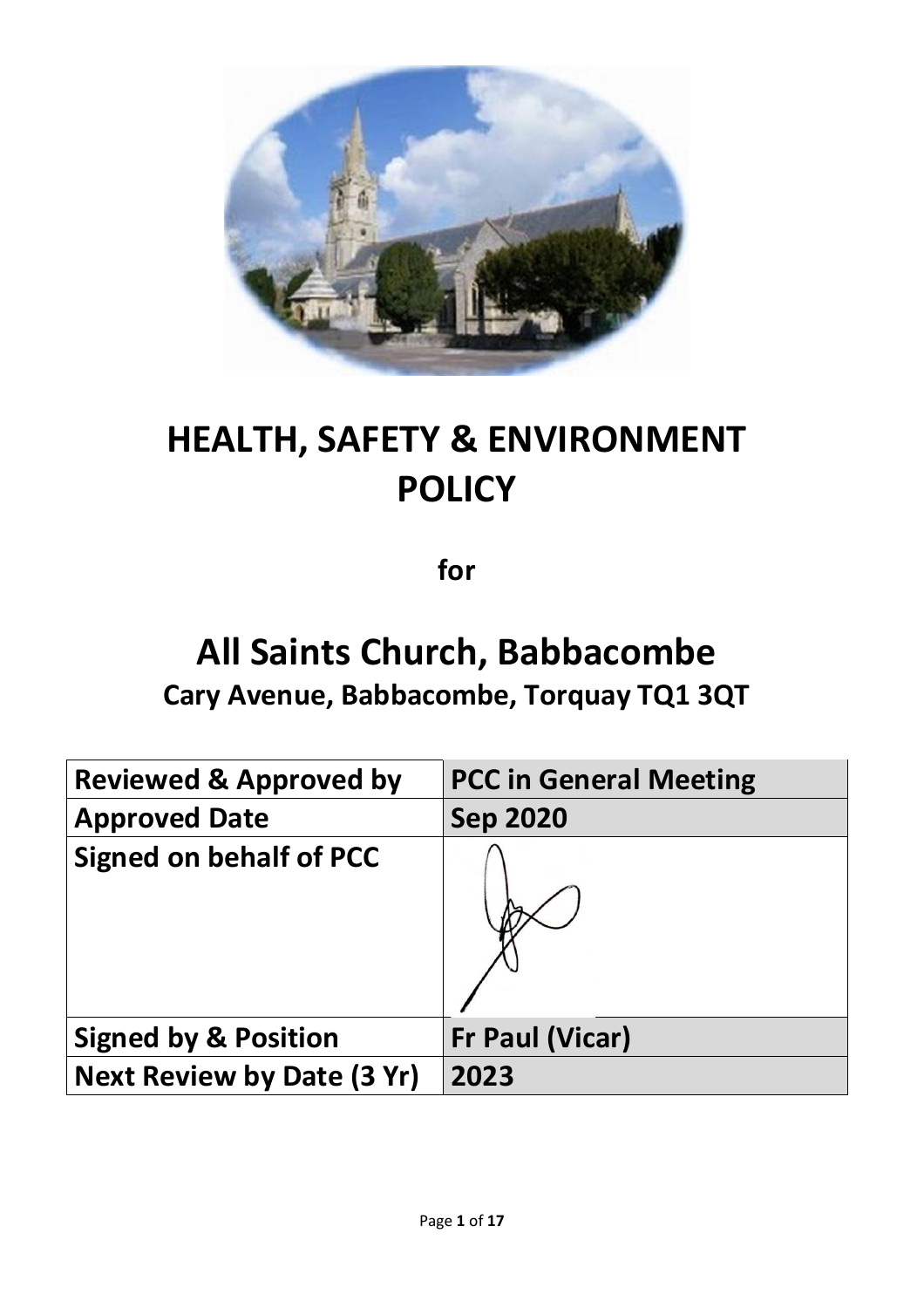# HEALTH, SAFETY & ENVIRONMENT POLICY

**for**

# All Saints Church, Babbacombe

## Cary Avenue, Babbacombe, Torquay TQ1 3QT

| **Reviewed & Approved by** | **PCC in General Meeting** |
|---|---|
| **Approved Date** | **Sep 2020** |
| **Signed on behalf of PCC** | |
| **Signed by & Position** | **Fr Paul (Vicar)** |
| **Next Review by Date (3 Yr)** | **2023** |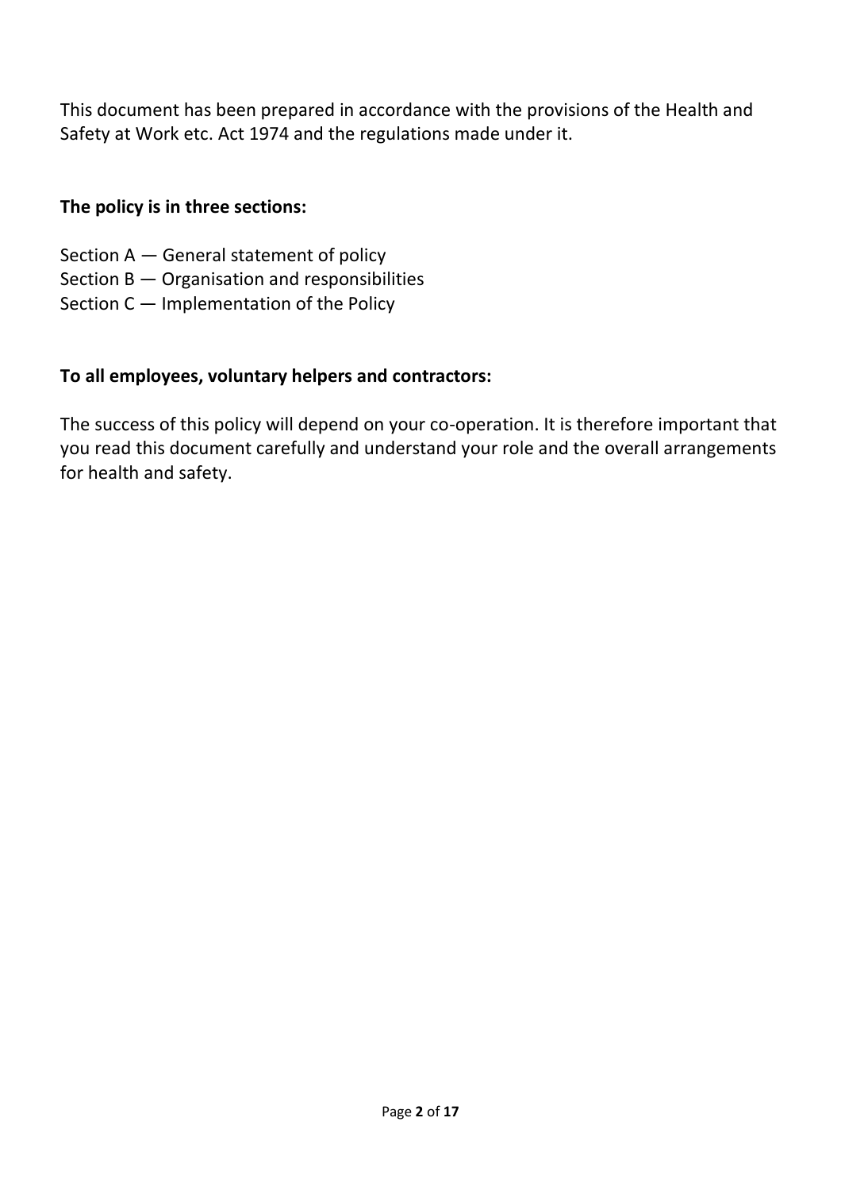This document has been prepared in accordance with the provisions of the Health and Safety at Work etc. Act 1974 and the regulations made under it.

**The policy is in three sections:**

Section A — General statement of policy
Section B — Organisation and responsibilities
Section C — Implementation of the Policy

**To all employees, voluntary helpers and contractors:**

The success of this policy will depend on your co-operation. It is therefore important that you read this document carefully and understand your role and the overall arrangements for health and safety.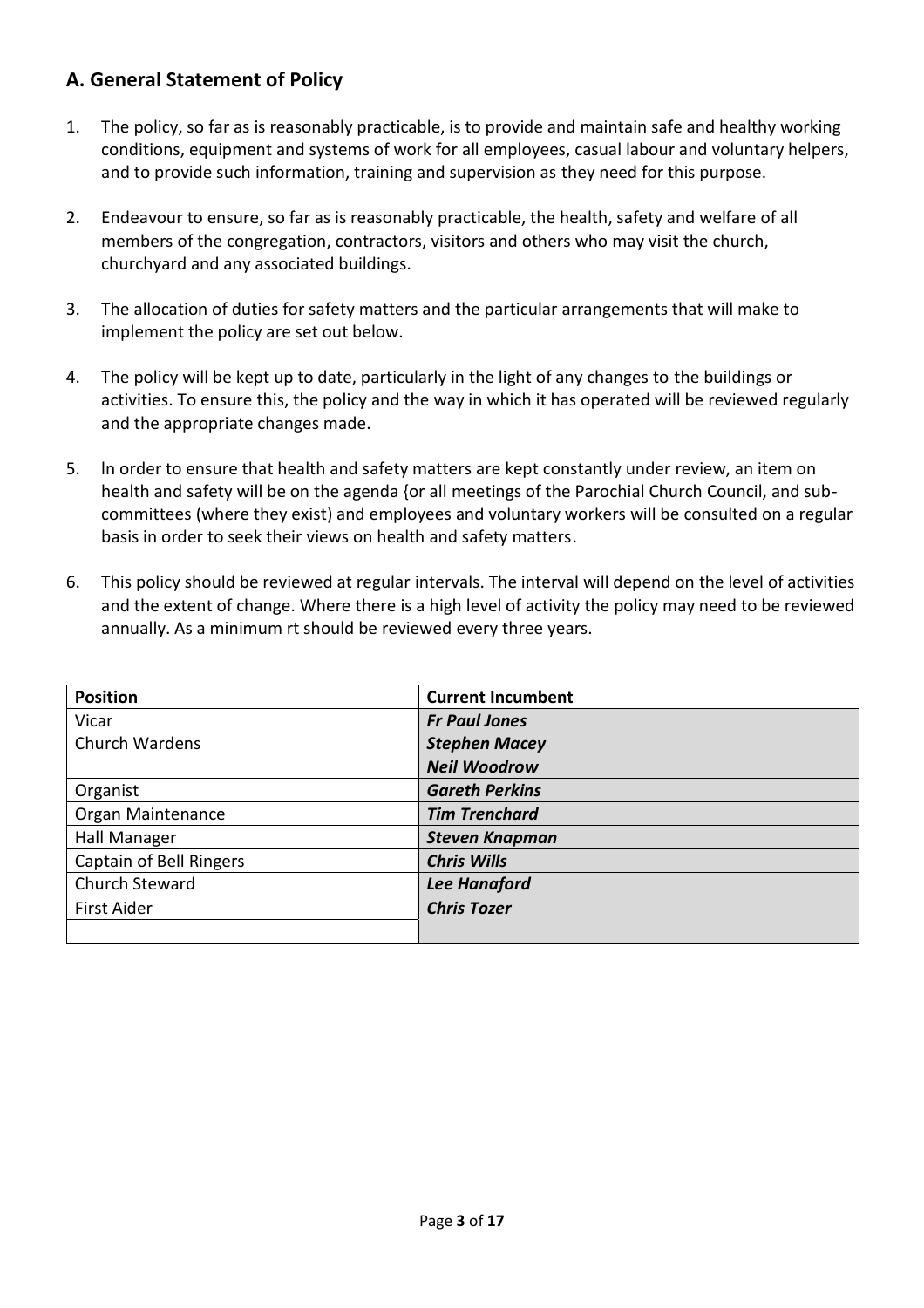## A. General Statement of Policy

1. The policy, so far as is reasonably practicable, is to provide and maintain safe and healthy working conditions, equipment and systems of work for all employees, casual labour and voluntary helpers, and to provide such information, training and supervision as they need for this purpose.

2. Endeavour to ensure, so far as is reasonably practicable, the health, safety and welfare of all members of the congregation, contractors, visitors and others who may visit the church, churchyard and any associated buildings.

3. The allocation of duties for safety matters and the particular arrangements that will make to implement the policy are set out below.

4. The policy will be kept up to date, particularly in the light of any changes to the buildings or activities. To ensure this, the policy and the way in which it has operated will be reviewed regularly and the appropriate changes made.

5. ln order to ensure that health and safety matters are kept constantly under review, an item on health and safety will be on the agenda {or all meetings of the Parochial Church Council, and sub-committees (where they exist) and employees and voluntary workers will be consulted on a regular basis in order to seek their views on health and safety matters.

6. This policy should be reviewed at regular intervals. The interval will depend on the level of activities and the extent of change. Where there is a high level of activity the policy may need to be reviewed annually. As a minimum rt should be reviewed every three years.

| Position | Current Incumbent |
|---|---|
| Vicar | ***Fr Paul Jones*** |
| Church Wardens | ***Stephen Macey*** |
| | ***Neil Woodrow*** |
| Organist | ***Gareth Perkins*** |
| Organ Maintenance | ***Tim Trenchard*** |
| Hall Manager | ***Steven Knapman*** |
| Captain of Bell Ringers | ***Chris Wills*** |
| Church Steward | ***Lee Hanaford*** |
| First Aider | ***Chris Tozer*** |
| | |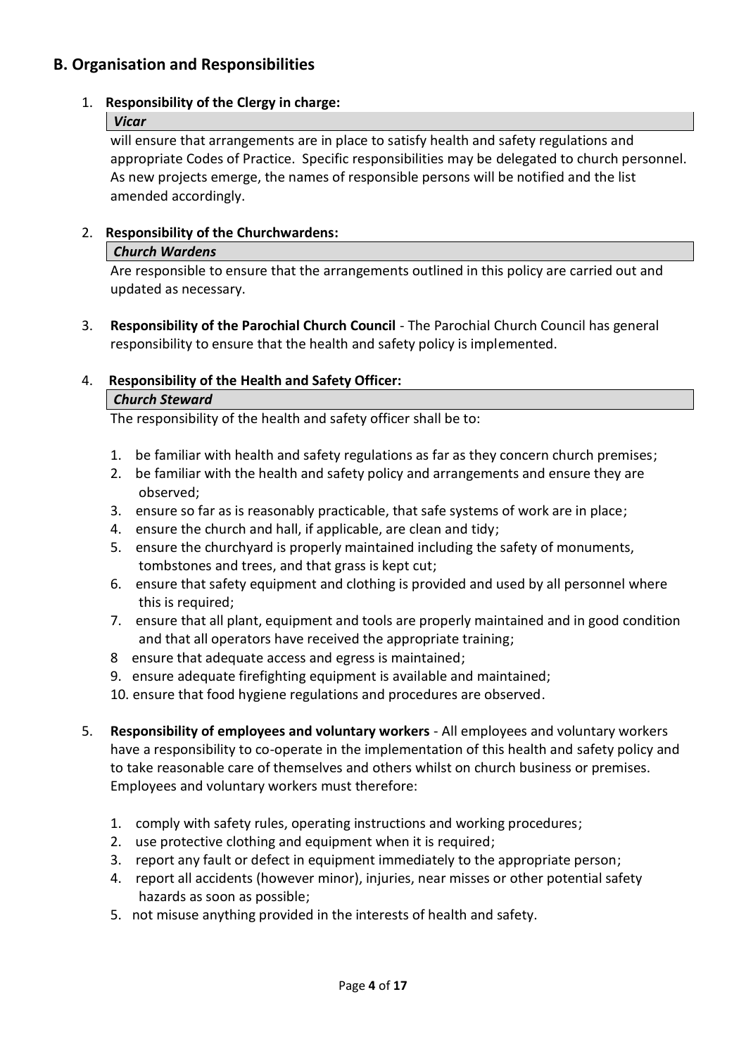## B. Organisation and Responsibilities

1. **Responsibility of the Clergy in charge:**

   ***Vicar***

   will ensure that arrangements are in place to satisfy health and safety regulations and appropriate Codes of Practice. Specific responsibilities may be delegated to church personnel. As new projects emerge, the names of responsible persons will be notified and the list amended accordingly.

2. **Responsibility of the Churchwardens:**

   ***Church Wardens***

   Are responsible to ensure that the arrangements outlined in this policy are carried out and updated as necessary.

3. **Responsibility of the Parochial Church Council** - The Parochial Church Council has general responsibility to ensure that the health and safety policy is implemented.

4. **Responsibility of the Health and Safety Officer:**

   ***Church Steward***

   The responsibility of the health and safety officer shall be to:

   1. be familiar with health and safety regulations as far as they concern church premises;
   2. be familiar with the health and safety policy and arrangements and ensure they are observed;
   3. ensure so far as is reasonably practicable, that safe systems of work are in place;
   4. ensure the church and hall, if applicable, are clean and tidy;
   5. ensure the churchyard is properly maintained including the safety of monuments, tombstones and trees, and that grass is kept cut;
   6. ensure that safety equipment and clothing is provided and used by all personnel where this is required;
   7. ensure that all plant, equipment and tools are properly maintained and in good condition and that all operators have received the appropriate training;
   8. ensure that adequate access and egress is maintained;
   9. ensure adequate firefighting equipment is available and maintained;
   10. ensure that food hygiene regulations and procedures are observed.

5. **Responsibility of employees and voluntary workers** - All employees and voluntary workers have a responsibility to co-operate in the implementation of this health and safety policy and to take reasonable care of themselves and others whilst on church business or premises. Employees and voluntary workers must therefore:

   1. comply with safety rules, operating instructions and working procedures;
   2. use protective clothing and equipment when it is required;
   3. report any fault or defect in equipment immediately to the appropriate person;
   4. report all accidents (however minor), injuries, near misses or other potential safety hazards as soon as possible;
   5. not misuse anything provided in the interests of health and safety.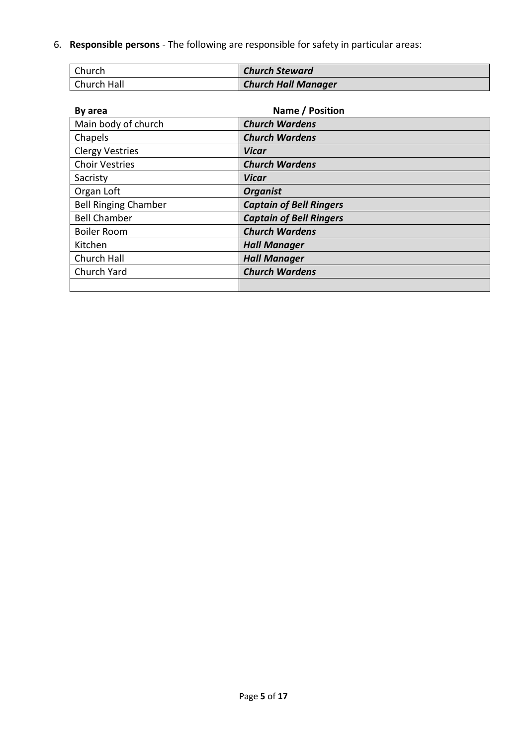6. **Responsible persons** - The following are responsible for safety in particular areas:

| Church | ***Church Steward*** |
|---|---|
| Church Hall | ***Church Hall Manager*** |

| By area | Name / Position |
|---|---|
| Main body of church | ***Church Wardens*** |
| Chapels | ***Church Wardens*** |
| Clergy Vestries | ***Vicar*** |
| Choir Vestries | ***Church Wardens*** |
| Sacristy | ***Vicar*** |
| Organ Loft | ***Organist*** |
| Bell Ringing Chamber | ***Captain of Bell Ringers*** |
| Bell Chamber | ***Captain of Bell Ringers*** |
| Boiler Room | ***Church Wardens*** |
| Kitchen | ***Hall Manager*** |
| Church Hall | ***Hall Manager*** |
| Church Yard | ***Church Wardens*** |
| | |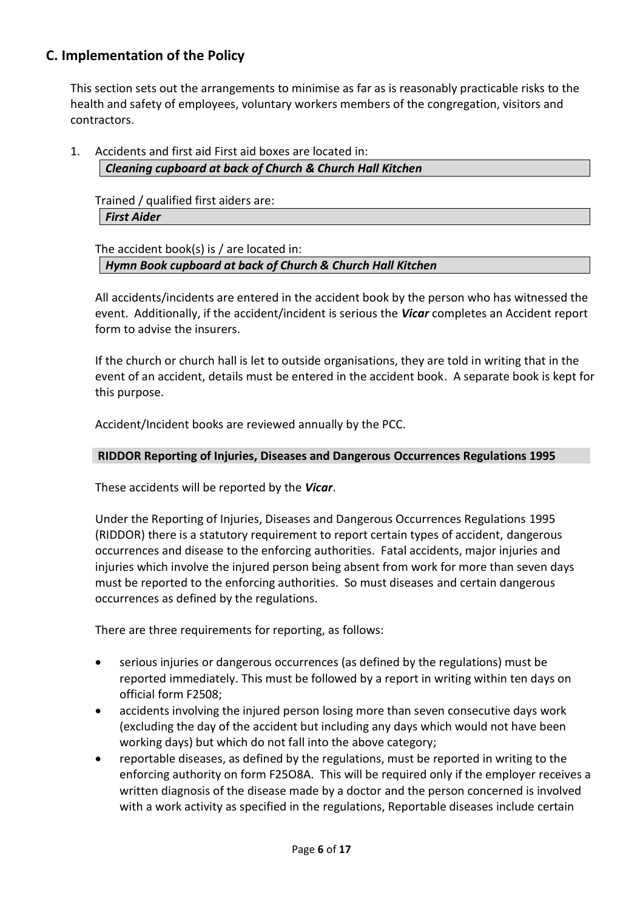## C. Implementation of the Policy

This section sets out the arrangements to minimise as far as is reasonably practicable risks to the health and safety of employees, voluntary workers members of the congregation, visitors and contractors.

1. Accidents and first aid First aid boxes are located in:

   ***Cleaning cupboard at back of Church & Church Hall Kitchen***

   Trained / qualified first aiders are:

   ***First Aider***

   The accident book(s) is / are located in:

   ***Hymn Book cupboard at back of Church & Church Hall Kitchen***

   All accidents/incidents are entered in the accident book by the person who has witnessed the event. Additionally, if the accident/incident is serious the ***Vicar*** completes an Accident report form to advise the insurers.

   If the church or church hall is let to outside organisations, they are told in writing that in the event of an accident, details must be entered in the accident book. A separate book is kept for this purpose.

   Accident/Incident books are reviewed annually by the PCC.

   **RIDDOR Reporting of Injuries, Diseases and Dangerous Occurrences Regulations 1995**

   These accidents will be reported by the ***Vicar***.

   Under the Reporting of Injuries, Diseases and Dangerous Occurrences Regulations 1995 (RIDDOR) there is a statutory requirement to report certain types of accident, dangerous occurrences and disease to the enforcing authorities. Fatal accidents, major injuries and injuries which involve the injured person being absent from work for more than seven days must be reported to the enforcing authorities. So must diseases and certain dangerous occurrences as defined by the regulations.

   There are three requirements for reporting, as follows:

   - serious injuries or dangerous occurrences (as defined by the regulations) must be reported immediately. This must be followed by a report in writing within ten days on official form F2508;
   - accidents involving the injured person losing more than seven consecutive days work (excluding the day of the accident but including any days which would not have been working days) but which do not fall into the above category;
   - reportable diseases, as defined by the regulations, must be reported in writing to the enforcing authority on form F25O8A. This will be required only if the employer receives a written diagnosis of the disease made by a doctor and the person concerned is involved with a work activity as specified in the regulations, Reportable diseases include certain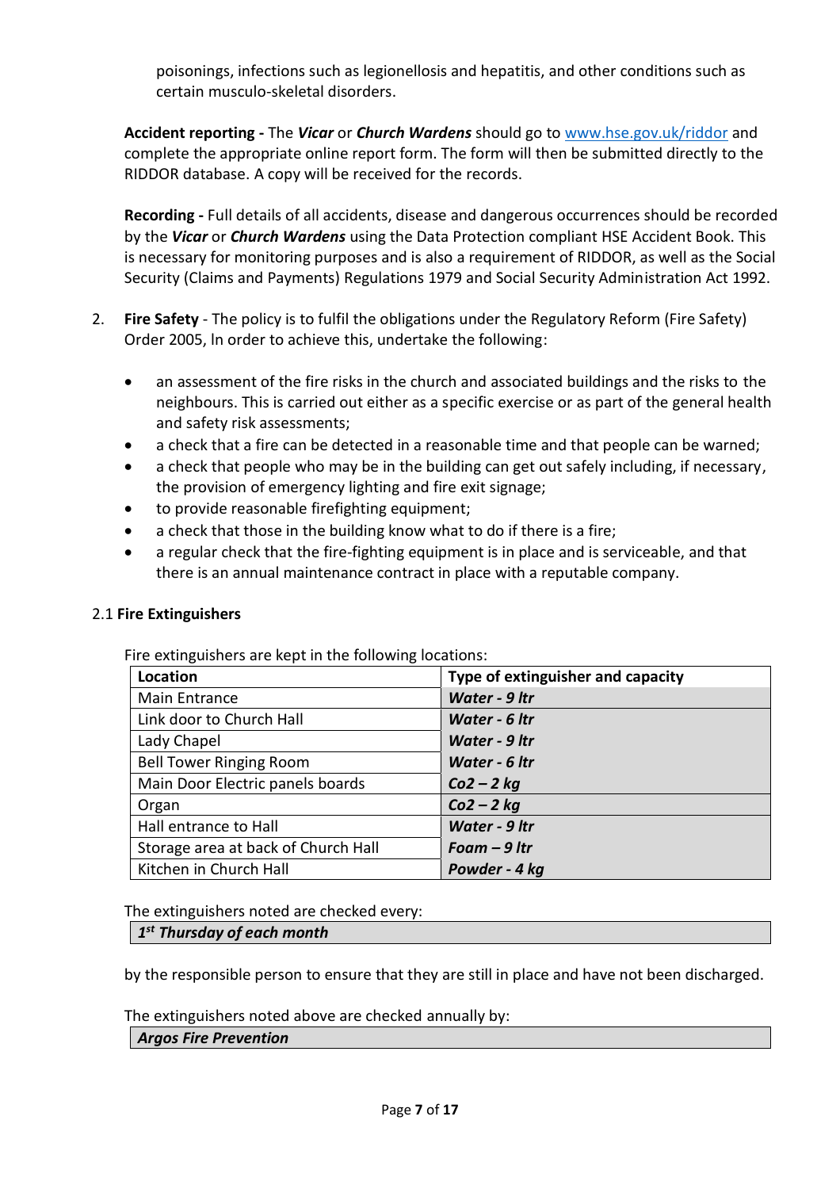poisonings, infections such as legionellosis and hepatitis, and other conditions such as certain musculo-skeletal disorders.

**Accident reporting -** The ***Vicar*** or ***Church Wardens*** should go to www.hse.gov.uk/riddor and complete the appropriate online report form. The form will then be submitted directly to the RIDDOR database. A copy will be received for the records.

**Recording -** Full details of all accidents, disease and dangerous occurrences should be recorded by the ***Vicar*** or ***Church Wardens*** using the Data Protection compliant HSE Accident Book. This is necessary for monitoring purposes and is also a requirement of RIDDOR, as well as the Social Security (Claims and Payments) Regulations 1979 and Social Security Administration Act 1992.

2. **Fire Safety** - The policy is to fulfil the obligations under the Regulatory Reform (Fire Safety) Order 2005, In order to achieve this, undertake the following:

   - an assessment of the fire risks in the church and associated buildings and the risks to the neighbours. This is carried out either as a specific exercise or as part of the general health and safety risk assessments;
   - a check that a fire can be detected in a reasonable time and that people can be warned;
   - a check that people who may be in the building can get out safely including, if necessary, the provision of emergency lighting and fire exit signage;
   - to provide reasonable firefighting equipment;
   - a check that those in the building know what to do if there is a fire;
   - a regular check that the fire-fighting equipment is in place and is serviceable, and that there is an annual maintenance contract in place with a reputable company.

2.1 **Fire Extinguishers**

Fire extinguishers are kept in the following locations:

| Location | Type of extinguisher and capacity |
|---|---|
| Main Entrance | ***Water - 9 ltr*** |
| Link door to Church Hall | ***Water - 6 ltr*** |
| Lady Chapel | ***Water - 9 ltr*** |
| Bell Tower Ringing Room | ***Water - 6 ltr*** |
| Main Door Electric panels boards | ***Co2 – 2 kg*** |
| Organ | ***Co2 – 2 kg*** |
| Hall entrance to Hall | ***Water - 9 ltr*** |
| Storage area at back of Church Hall | ***Foam – 9 ltr*** |
| Kitchen in Church Hall | ***Powder - 4 kg*** |

The extinguishers noted are checked every:

***1st Thursday of each month***

by the responsible person to ensure that they are still in place and have not been discharged.

The extinguishers noted above are checked annually by:

***Argos Fire Prevention***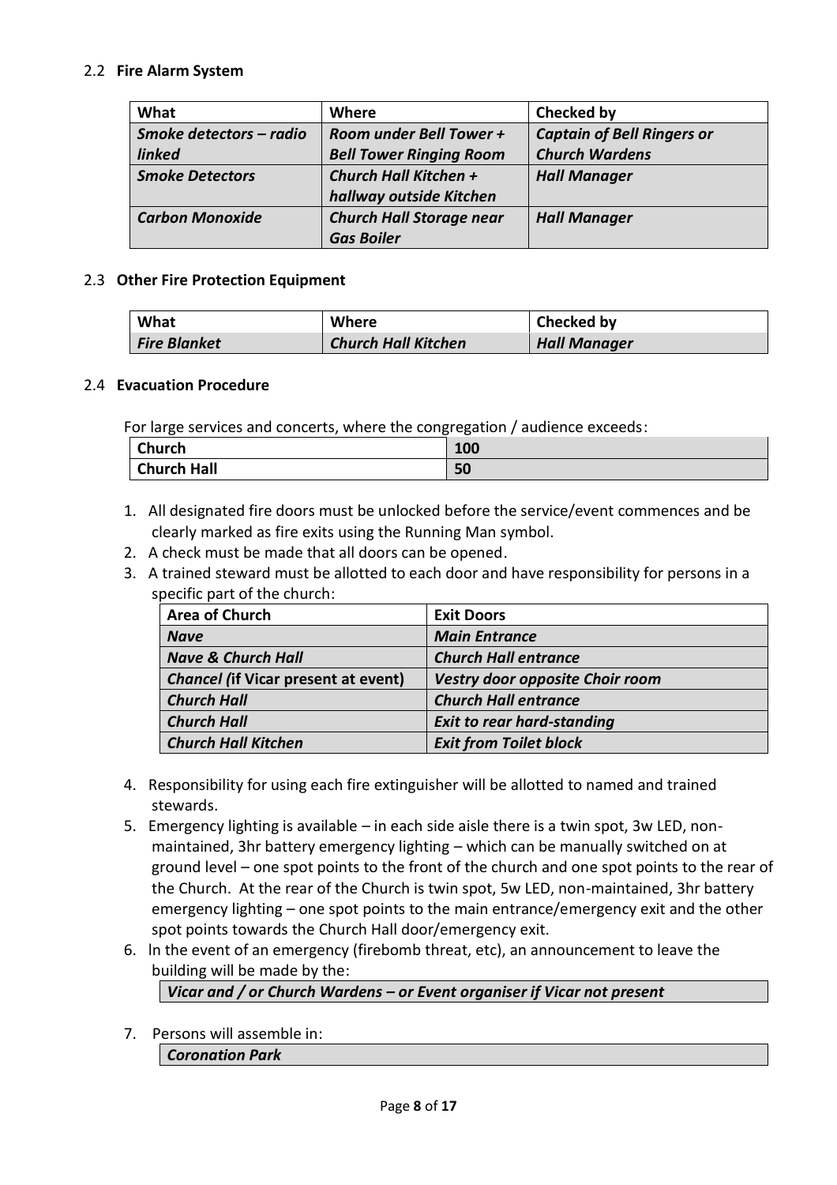### 2.2 **Fire Alarm System**

| What | Where | Checked by |
|---|---|---|
| ***Smoke detectors – radio linked*** | ***Room under Bell Tower + Bell Tower Ringing Room*** | ***Captain of Bell Ringers or Church Wardens*** |
| ***Smoke Detectors*** | ***Church Hall Kitchen + hallway outside Kitchen*** | ***Hall Manager*** |
| ***Carbon Monoxide*** | ***Church Hall Storage near Gas Boiler*** | ***Hall Manager*** |

### 2.3 **Other Fire Protection Equipment**

| What | Where | Checked by |
|---|---|---|
| ***Fire Blanket*** | ***Church Hall Kitchen*** | ***Hall Manager*** |

### 2.4 **Evacuation Procedure**

For large services and concerts, where the congregation / audience exceeds:

| | |
|---|---|
| **Church** | **100** |
| **Church Hall** | **50** |

1. All designated fire doors must be unlocked before the service/event commences and be clearly marked as fire exits using the Running Man symbol.
2. A check must be made that all doors can be opened.
3. A trained steward must be allotted to each door and have responsibility for persons in a specific part of the church:

| Area of Church | Exit Doors |
|---|---|
| ***Nave*** | ***Main Entrance*** |
| ***Nave & Church Hall*** | ***Church Hall entrance*** |
| ***Chancel (*****if Vicar present at event)** | ***Vestry door opposite Choir room*** |
| ***Church Hall*** | ***Church Hall entrance*** |
| ***Church Hall*** | ***Exit to rear hard-standing*** |
| ***Church Hall Kitchen*** | ***Exit from Toilet block*** |

4. Responsibility for using each fire extinguisher will be allotted to named and trained stewards.
5. Emergency lighting is available – in each side aisle there is a twin spot, 3w LED, non-maintained, 3hr battery emergency lighting – which can be manually switched on at ground level – one spot points to the front of the church and one spot points to the rear of the Church. At the rear of the Church is twin spot, 5w LED, non-maintained, 3hr battery emergency lighting – one spot points to the main entrance/emergency exit and the other spot points towards the Church Hall door/emergency exit.
6. In the event of an emergency (firebomb threat, etc), an announcement to leave the building will be made by the:

   ***Vicar and / or Church Wardens – or Event organiser if Vicar not present***

7. Persons will assemble in:

   ***Coronation Park***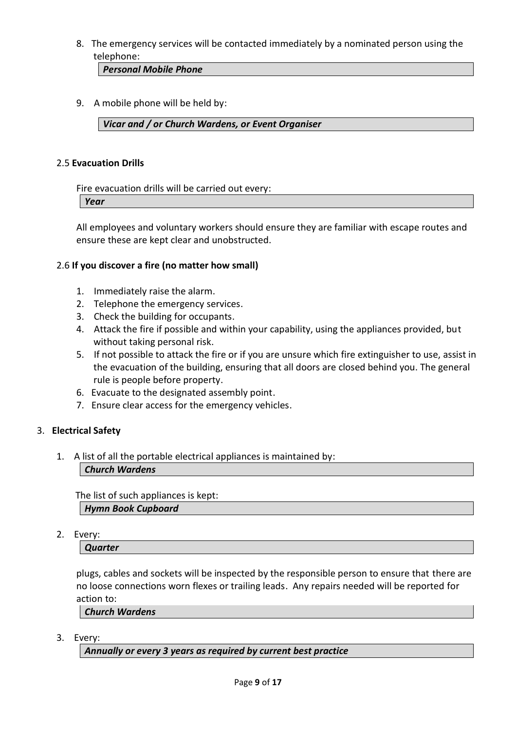8. The emergency services will be contacted immediately by a nominated person using the telephone:

   ***Personal Mobile Phone***

9. A mobile phone will be held by:

   ***Vicar and / or Church Wardens, or Event Organiser***

### 2.5 **Evacuation Drills**

Fire evacuation drills will be carried out every:

***Year***

All employees and voluntary workers should ensure they are familiar with escape routes and ensure these are kept clear and unobstructed.

### 2.6 **If you discover a fire (no matter how small)**

1. Immediately raise the alarm.
2. Telephone the emergency services.
3. Check the building for occupants.
4. Attack the fire if possible and within your capability, using the appliances provided, but without taking personal risk.
5. If not possible to attack the fire or if you are unsure which fire extinguisher to use, assist in the evacuation of the building, ensuring that all doors are closed behind you. The general rule is people before property.
6. Evacuate to the designated assembly point.
7. Ensure clear access for the emergency vehicles.

## 3. **Electrical Safety**

1. A list of all the portable electrical appliances is maintained by:

   ***Church Wardens***

   The list of such appliances is kept:

   ***Hymn Book Cupboard***

2. Every:

   ***Quarter***

   plugs, cables and sockets will be inspected by the responsible person to ensure that there are no loose connections worn flexes or trailing leads. Any repairs needed will be reported for action to:

   ***Church Wardens***

3. Every:

   ***Annually or every 3 years as required by current best practice***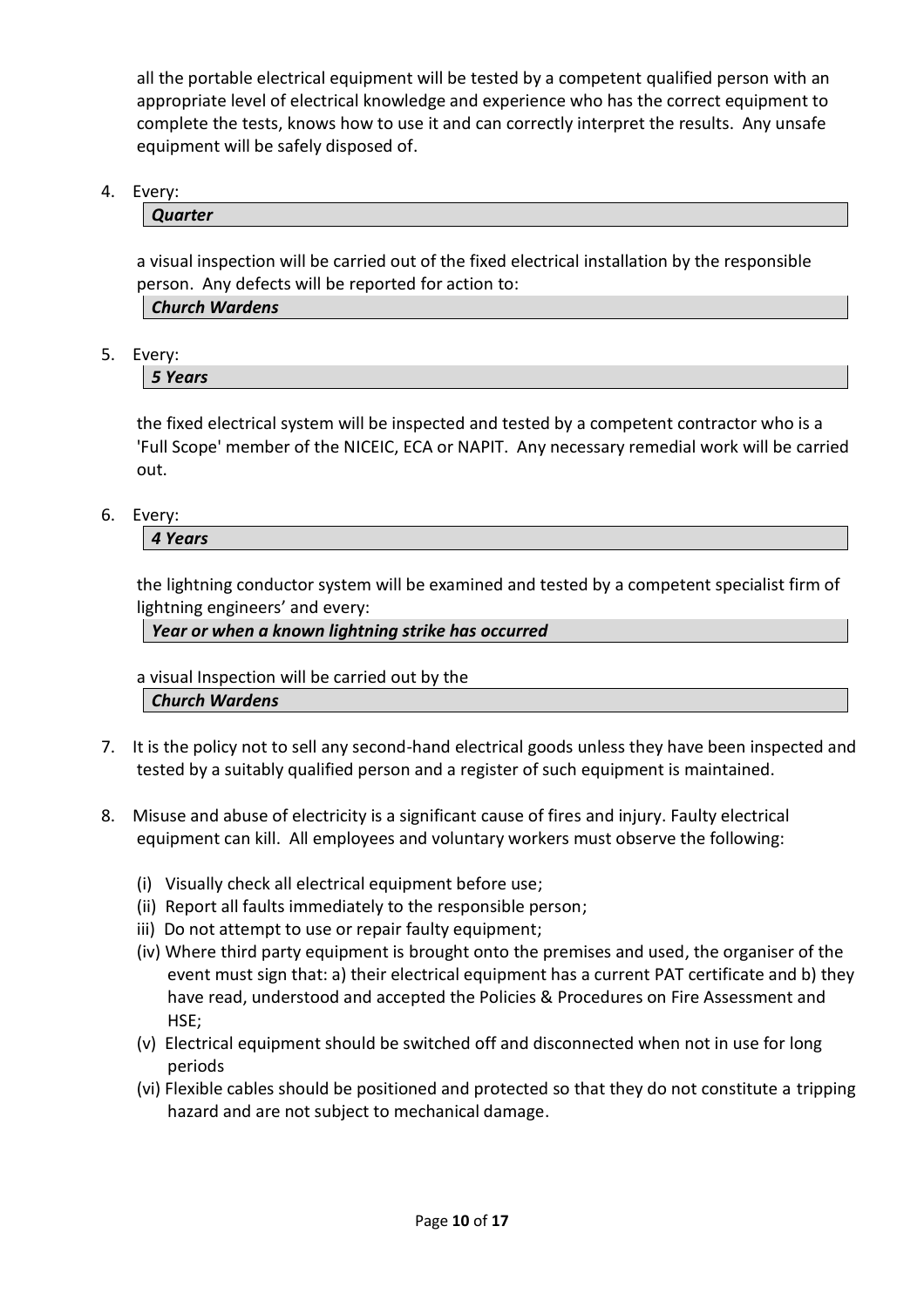all the portable electrical equipment will be tested by a competent qualified person with an appropriate level of electrical knowledge and experience who has the correct equipment to complete the tests, knows how to use it and can correctly interpret the results. Any unsafe equipment will be safely disposed of.

4. Every:

   ***Quarter***

   a visual inspection will be carried out of the fixed electrical installation by the responsible person. Any defects will be reported for action to:

   ***Church Wardens***

5. Every:

   ***5 Years***

   the fixed electrical system will be inspected and tested by a competent contractor who is a 'Full Scope' member of the NICEIC, ECA or NAPIT. Any necessary remedial work will be carried out.

6. Every:

   ***4 Years***

   the lightning conductor system will be examined and tested by a competent specialist firm of lightning engineers' and every:

   ***Year or when a known lightning strike has occurred***

   a visual Inspection will be carried out by the

   ***Church Wardens***

7. It is the policy not to sell any second-hand electrical goods unless they have been inspected and tested by a suitably qualified person and a register of such equipment is maintained.

8. Misuse and abuse of electricity is a significant cause of fires and injury. Faulty electrical equipment can kill. All employees and voluntary workers must observe the following:

   (i) Visually check all electrical equipment before use;
   (ii) Report all faults immediately to the responsible person;
   iii) Do not attempt to use or repair faulty equipment;
   (iv) Where third party equipment is brought onto the premises and used, the organiser of the event must sign that: a) their electrical equipment has a current PAT certificate and b) they have read, understood and accepted the Policies & Procedures on Fire Assessment and HSE;
   (v) Electrical equipment should be switched off and disconnected when not in use for long periods
   (vi) Flexible cables should be positioned and protected so that they do not constitute a tripping hazard and are not subject to mechanical damage.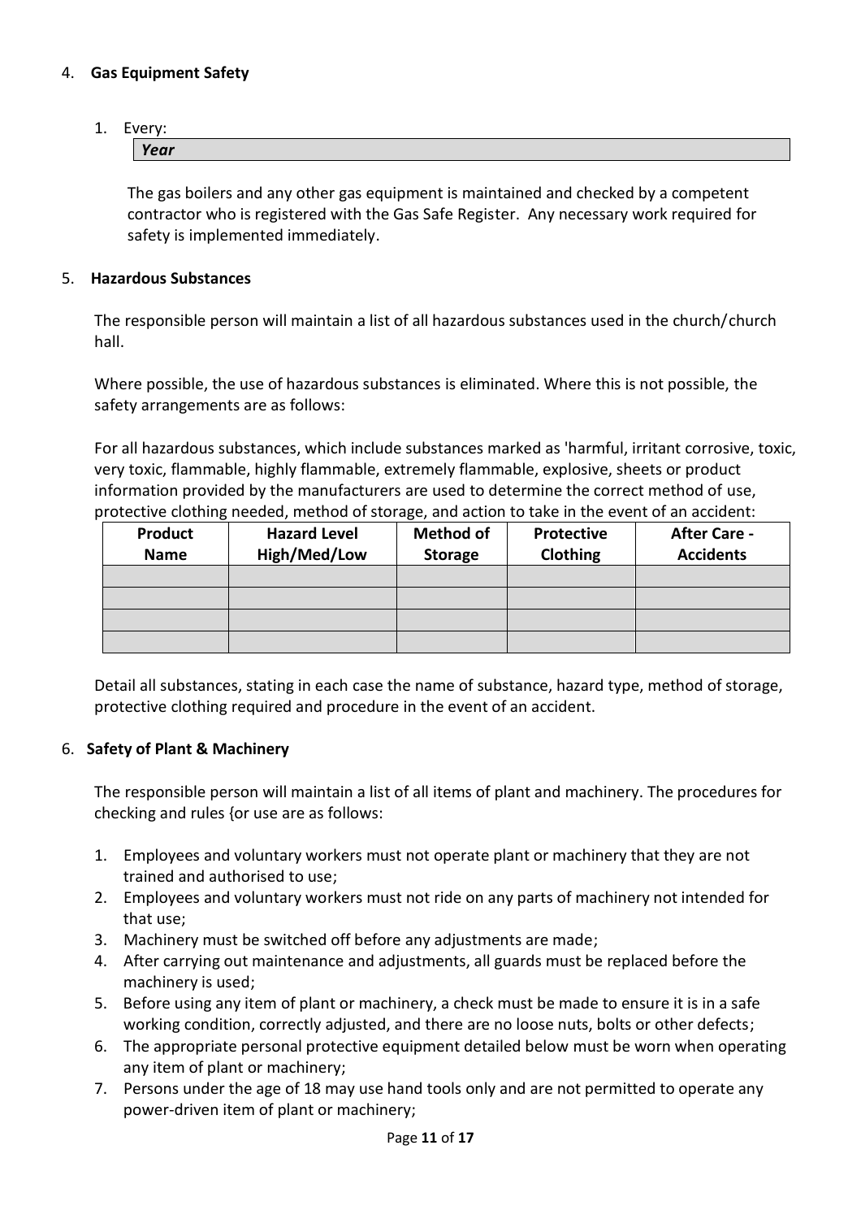## 4. **Gas Equipment Safety**

1. Every:

   | ***Year*** |
   |---|

   The gas boilers and any other gas equipment is maintained and checked by a competent contractor who is registered with the Gas Safe Register. Any necessary work required for safety is implemented immediately.

## 5. **Hazardous Substances**

The responsible person will maintain a list of all hazardous substances used in the church/church hall.

Where possible, the use of hazardous substances is eliminated. Where this is not possible, the safety arrangements are as follows:

For all hazardous substances, which include substances marked as 'harmful, irritant corrosive, toxic, very toxic, flammable, highly flammable, extremely flammable, explosive, sheets or product information provided by the manufacturers are used to determine the correct method of use, protective clothing needed, method of storage, and action to take in the event of an accident:

| Product Name | Hazard Level High/Med/Low | Method of Storage | Protective Clothing | After Care - Accidents |
|---|---|---|---|---|
| | | | | |
| | | | | |
| | | | | |
| | | | | |

Detail all substances, stating in each case the name of substance, hazard type, method of storage, protective clothing required and procedure in the event of an accident.

## 6. **Safety of Plant & Machinery**

The responsible person will maintain a list of all items of plant and machinery. The procedures for checking and rules {or use are as follows:

1. Employees and voluntary workers must not operate plant or machinery that they are not trained and authorised to use;
2. Employees and voluntary workers must not ride on any parts of machinery not intended for that use;
3. Machinery must be switched off before any adjustments are made;
4. After carrying out maintenance and adjustments, all guards must be replaced before the machinery is used;
5. Before using any item of plant or machinery, a check must be made to ensure it is in a safe working condition, correctly adjusted, and there are no loose nuts, bolts or other defects;
6. The appropriate personal protective equipment detailed below must be worn when operating any item of plant or machinery;
7. Persons under the age of 18 may use hand tools only and are not permitted to operate any power-driven item of plant or machinery;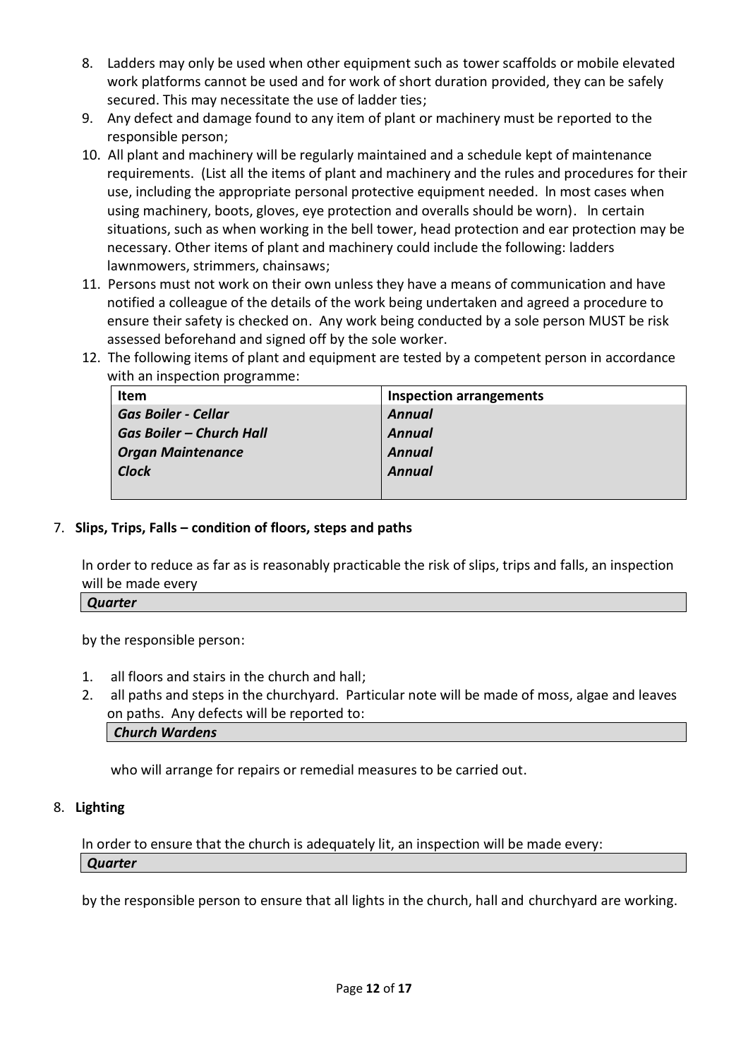8. Ladders may only be used when other equipment such as tower scaffolds or mobile elevated work platforms cannot be used and for work of short duration provided, they can be safely secured. This may necessitate the use of ladder ties;
9. Any defect and damage found to any item of plant or machinery must be reported to the responsible person;
10. All plant and machinery will be regularly maintained and a schedule kept of maintenance requirements. (List all the items of plant and machinery and the rules and procedures for their use, including the appropriate personal protective equipment needed. In most cases when using machinery, boots, gloves, eye protection and overalls should be worn). In certain situations, such as when working in the bell tower, head protection and ear protection may be necessary. Other items of plant and machinery could include the following: ladders lawnmowers, strimmers, chainsaws;
11. Persons must not work on their own unless they have a means of communication and have notified a colleague of the details of the work being undertaken and agreed a procedure to ensure their safety is checked on. Any work being conducted by a sole person MUST be risk assessed beforehand and signed off by the sole worker.
12. The following items of plant and equipment are tested by a competent person in accordance with an inspection programme:

| Item | Inspection arrangements |
|---|---|
| ***Gas Boiler - Cellar*** | ***Annual*** |
| ***Gas Boiler – Church Hall*** | ***Annual*** |
| ***Organ Maintenance*** | ***Annual*** |
| ***Clock*** | ***Annual*** |

## 7. Slips, Trips, Falls – condition of floors, steps and paths

In order to reduce as far as is reasonably practicable the risk of slips, trips and falls, an inspection will be made every

***Quarter***

by the responsible person:

1. all floors and stairs in the church and hall;
2. all paths and steps in the churchyard. Particular note will be made of moss, algae and leaves on paths. Any defects will be reported to:

   ***Church Wardens***

   who will arrange for repairs or remedial measures to be carried out.

## 8. Lighting

In order to ensure that the church is adequately lit, an inspection will be made every:

***Quarter***

by the responsible person to ensure that all lights in the church, hall and churchyard are working.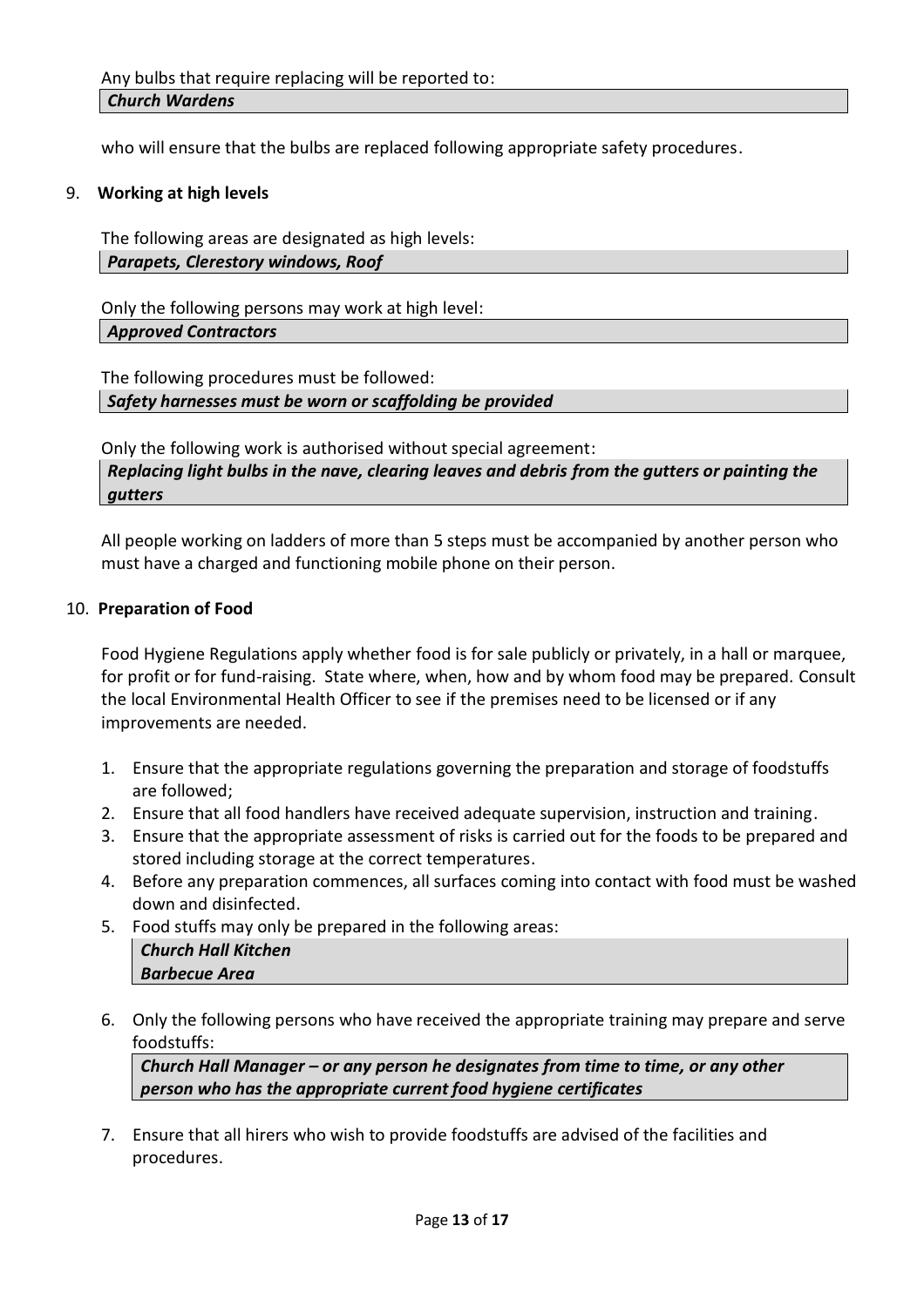Any bulbs that require replacing will be reported to:

***Church Wardens***

who will ensure that the bulbs are replaced following appropriate safety procedures.

## 9. Working at high levels

The following areas are designated as high levels:

***Parapets, Clerestory windows, Roof***

Only the following persons may work at high level:

***Approved Contractors***

The following procedures must be followed:

***Safety harnesses must be worn or scaffolding be provided***

Only the following work is authorised without special agreement:

***Replacing light bulbs in the nave, clearing leaves and debris from the gutters or painting the gutters***

All people working on ladders of more than 5 steps must be accompanied by another person who must have a charged and functioning mobile phone on their person.

## 10. Preparation of Food

Food Hygiene Regulations apply whether food is for sale publicly or privately, in a hall or marquee, for profit or for fund-raising. State where, when, how and by whom food may be prepared. Consult the local Environmental Health Officer to see if the premises need to be licensed or if any improvements are needed.

1. Ensure that the appropriate regulations governing the preparation and storage of foodstuffs are followed;
2. Ensure that all food handlers have received adequate supervision, instruction and training.
3. Ensure that the appropriate assessment of risks is carried out for the foods to be prepared and stored including storage at the correct temperatures.
4. Before any preparation commences, all surfaces coming into contact with food must be washed down and disinfected.
5. Food stuffs may only be prepared in the following areas:

   ***Church Hall Kitchen***
   ***Barbecue Area***

6. Only the following persons who have received the appropriate training may prepare and serve foodstuffs:

   ***Church Hall Manager – or any person he designates from time to time, or any other person who has the appropriate current food hygiene certificates***

7. Ensure that all hirers who wish to provide foodstuffs are advised of the facilities and procedures.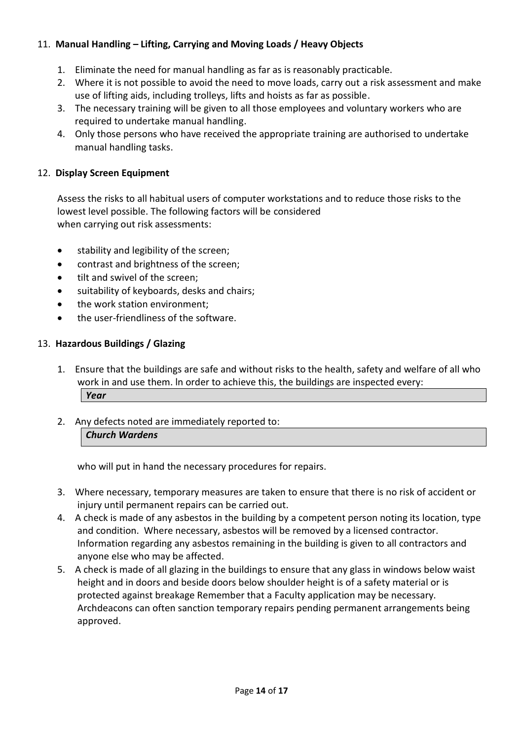## 11. **Manual Handling – Lifting, Carrying and Moving Loads / Heavy Objects**

1. Eliminate the need for manual handling as far as is reasonably practicable.
2. Where it is not possible to avoid the need to move loads, carry out a risk assessment and make use of lifting aids, including trolleys, lifts and hoists as far as possible.
3. The necessary training will be given to all those employees and voluntary workers who are required to undertake manual handling.
4. Only those persons who have received the appropriate training are authorised to undertake manual handling tasks.

## 12. **Display Screen Equipment**

Assess the risks to all habitual users of computer workstations and to reduce those risks to the lowest level possible. The following factors will be considered when carrying out risk assessments:

- stability and legibility of the screen;
- contrast and brightness of the screen;
- tilt and swivel of the screen;
- suitability of keyboards, desks and chairs;
- the work station environment;
- the user-friendliness of the software.

## 13. **Hazardous Buildings / Glazing**

1. Ensure that the buildings are safe and without risks to the health, safety and welfare of all who work in and use them. In order to achieve this, the buildings are inspected every:

   ***Year***

2. Any defects noted are immediately reported to:

   ***Church Wardens***

   who will put in hand the necessary procedures for repairs.

3. Where necessary, temporary measures are taken to ensure that there is no risk of accident or injury until permanent repairs can be carried out.
4. A check is made of any asbestos in the building by a competent person noting its location, type and condition. Where necessary, asbestos will be removed by a licensed contractor. Information regarding any asbestos remaining in the building is given to all contractors and anyone else who may be affected.
5. A check is made of all glazing in the buildings to ensure that any glass in windows below waist height and in doors and beside doors below shoulder height is of a safety material or is protected against breakage Remember that a Faculty application may be necessary. Archdeacons can often sanction temporary repairs pending permanent arrangements being approved.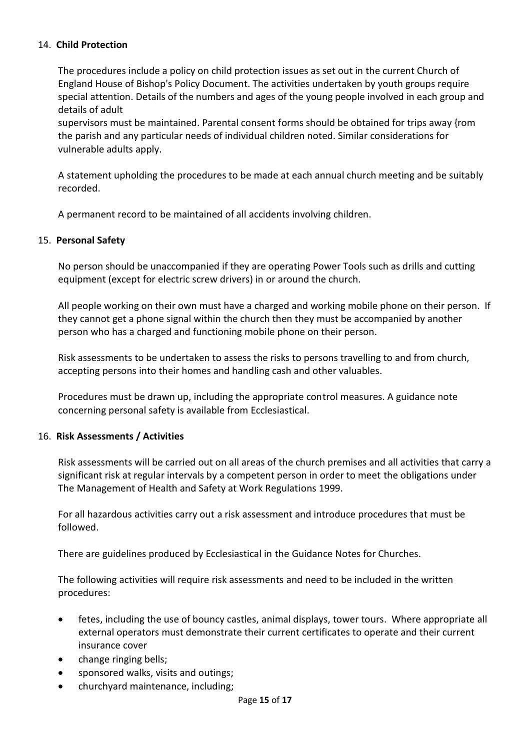## 14. **Child Protection**

The procedures include a policy on child protection issues as set out in the current Church of England House of Bishop's Policy Document. The activities undertaken by youth groups require special attention. Details of the numbers and ages of the young people involved in each group and details of adult
supervisors must be maintained. Parental consent forms should be obtained for trips away {rom the parish and any particular needs of individual children noted. Similar considerations for vulnerable adults apply.

A statement upholding the procedures to be made at each annual church meeting and be suitably recorded.

A permanent record to be maintained of all accidents involving children.

## 15. **Personal Safety**

No person should be unaccompanied if they are operating Power Tools such as drills and cutting equipment (except for electric screw drivers) in or around the church.

All people working on their own must have a charged and working mobile phone on their person. If they cannot get a phone signal within the church then they must be accompanied by another person who has a charged and functioning mobile phone on their person.

Risk assessments to be undertaken to assess the risks to persons travelling to and from church, accepting persons into their homes and handling cash and other valuables.

Procedures must be drawn up, including the appropriate control measures. A guidance note concerning personal safety is available from Ecclesiastical.

## 16. **Risk Assessments / Activities**

Risk assessments will be carried out on all areas of the church premises and all activities that carry a significant risk at regular intervals by a competent person in order to meet the obligations under The Management of Health and Safety at Work Regulations 1999.

For all hazardous activities carry out a risk assessment and introduce procedures that must be followed.

There are guidelines produced by Ecclesiastical in the Guidance Notes for Churches.

The following activities will require risk assessments and need to be included in the written procedures:

- fetes, including the use of bouncy castles, animal displays, tower tours. Where appropriate all external operators must demonstrate their current certificates to operate and their current insurance cover
- change ringing bells;
- sponsored walks, visits and outings;
- churchyard maintenance, including;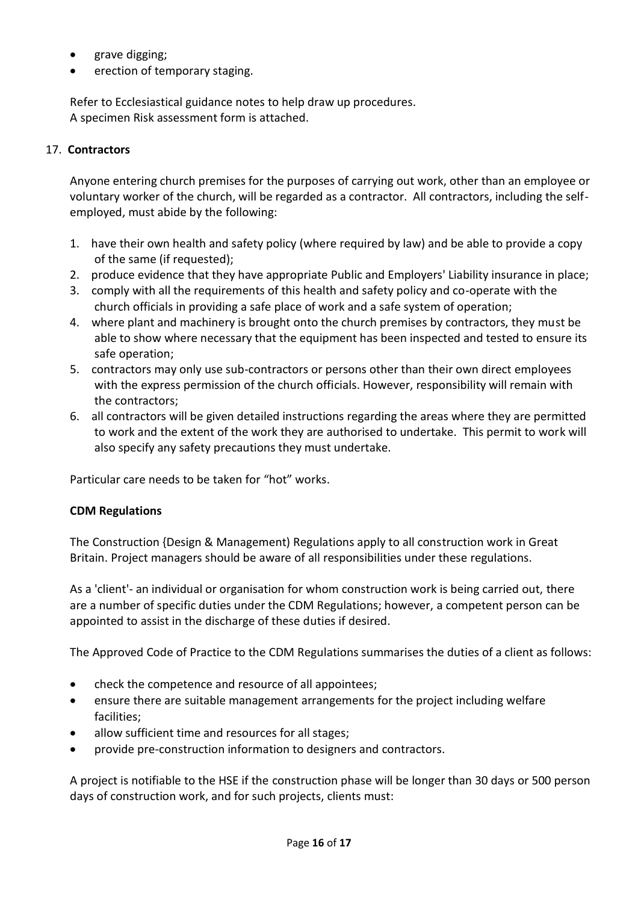- grave digging;
- erection of temporary staging.

Refer to Ecclesiastical guidance notes to help draw up procedures.
A specimen Risk assessment form is attached.

17. **Contractors**

Anyone entering church premises for the purposes of carrying out work, other than an employee or voluntary worker of the church, will be regarded as a contractor. All contractors, including the self-employed, must abide by the following:

1. have their own health and safety policy (where required by law) and be able to provide a copy of the same (if requested);
2. produce evidence that they have appropriate Public and Employers' Liability insurance in place;
3. comply with all the requirements of this health and safety policy and co-operate with the church officials in providing a safe place of work and a safe system of operation;
4. where plant and machinery is brought onto the church premises by contractors, they must be able to show where necessary that the equipment has been inspected and tested to ensure its safe operation;
5. contractors may only use sub-contractors or persons other than their own direct employees with the express permission of the church officials. However, responsibility will remain with the contractors;
6. all contractors will be given detailed instructions regarding the areas where they are permitted to work and the extent of the work they are authorised to undertake. This permit to work will also specify any safety precautions they must undertake.

Particular care needs to be taken for “hot” works.

**CDM Regulations**

The Construction {Design & Management) Regulations apply to all construction work in Great Britain. Project managers should be aware of all responsibilities under these regulations.

As a 'client'- an individual or organisation for whom construction work is being carried out, there are a number of specific duties under the CDM Regulations; however, a competent person can be appointed to assist in the discharge of these duties if desired.

The Approved Code of Practice to the CDM Regulations summarises the duties of a client as follows:

- check the competence and resource of all appointees;
- ensure there are suitable management arrangements for the project including welfare facilities;
- allow sufficient time and resources for all stages;
- provide pre-construction information to designers and contractors.

A project is notifiable to the HSE if the construction phase will be longer than 30 days or 500 person days of construction work, and for such projects, clients must: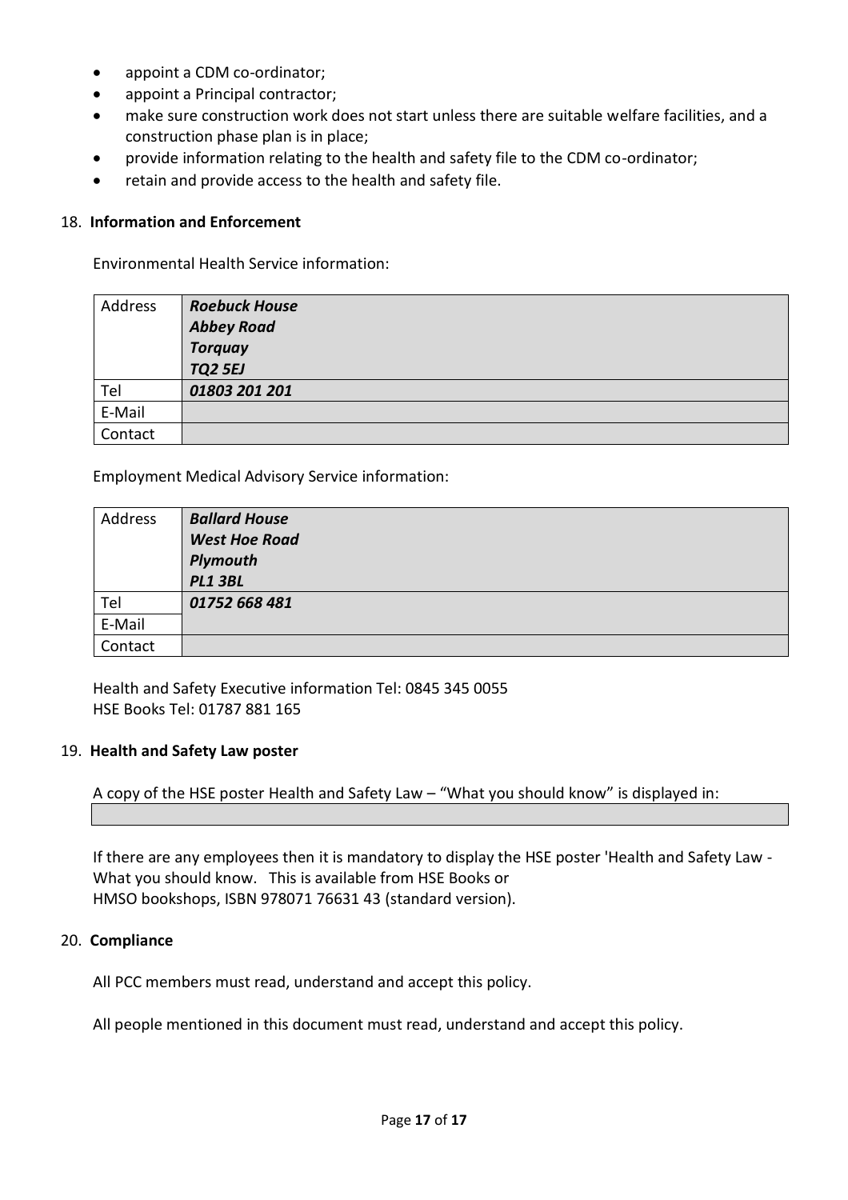- appoint a CDM co-ordinator;
- appoint a Principal contractor;
- make sure construction work does not start unless there are suitable welfare facilities, and a construction phase plan is in place;
- provide information relating to the health and safety file to the CDM co-ordinator;
- retain and provide access to the health and safety file.

## 18. Information and Enforcement

Environmental Health Service information:

| | |
|---|---|
| Address | ***Roebuck House***<br>***Abbey Road***<br>***Torquay***<br>***TQ2 5EJ*** |
| Tel | ***01803 201 201*** |
| E-Mail | |
| Contact | |

Employment Medical Advisory Service information:

| | |
|---|---|
| Address | ***Ballard House***<br>***West Hoe Road***<br>***Plymouth***<br>***PL1 3BL*** |
| Tel | ***01752 668 481*** |
| E-Mail | |
| Contact | |

Health and Safety Executive information Tel: 0845 345 0055
HSE Books Tel: 01787 881 165

## 19. Health and Safety Law poster

A copy of the HSE poster Health and Safety Law – "What you should know" is displayed in:

| |
|---|
| |

If there are any employees then it is mandatory to display the HSE poster 'Health and Safety Law - What you should know. This is available from HSE Books or HMSO bookshops, ISBN 978071 76631 43 (standard version).

## 20. Compliance

All PCC members must read, understand and accept this policy.

All people mentioned in this document must read, understand and accept this policy.